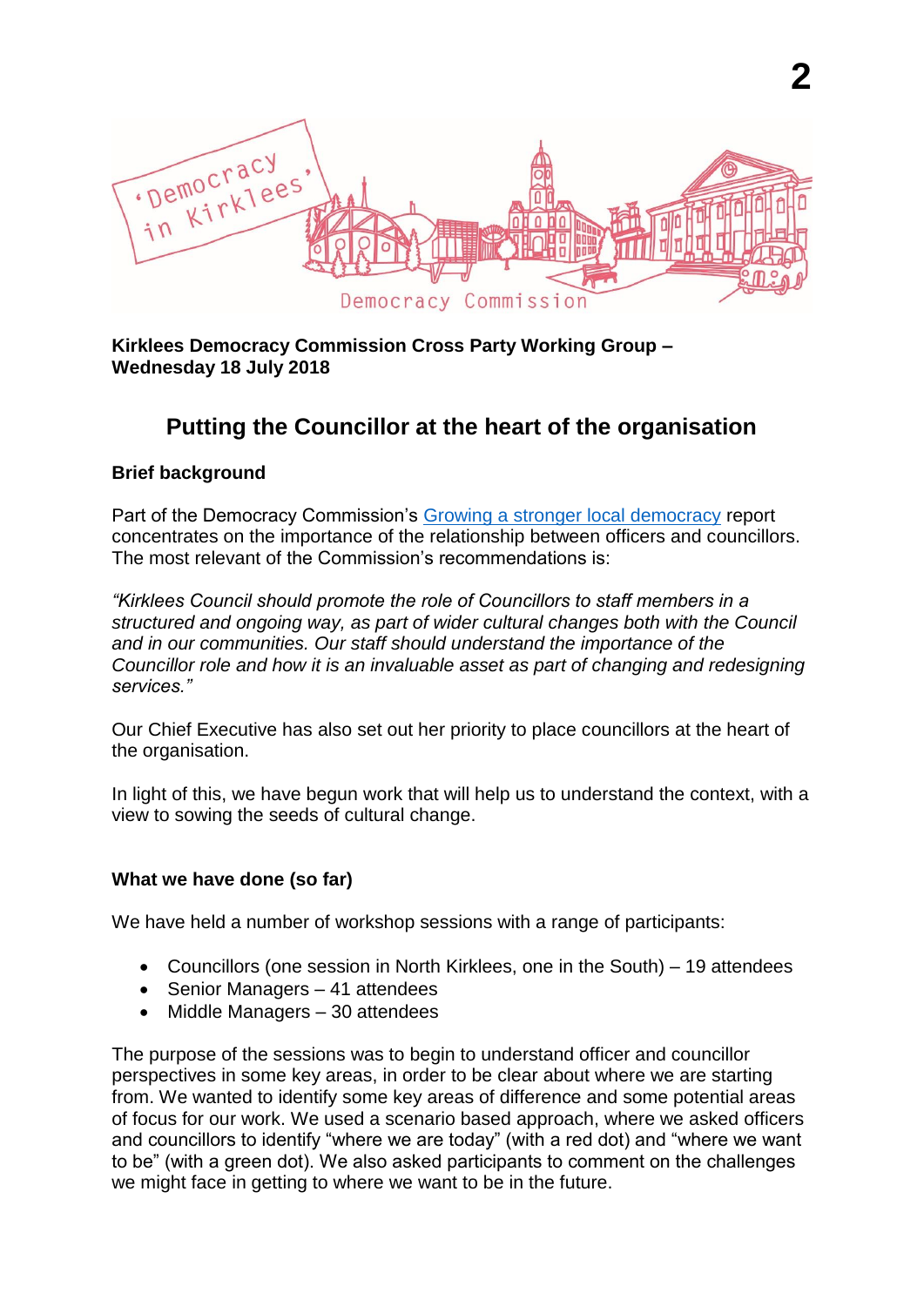**Kirklees Democracy Commission Cross Party Working Group – Wednesday 18 July 2018**

# Putting the Councillor at the heart of the organisation

### Brief background

Part of the Democracy Commission's Growing a stronger local democracy report concentrates on the importance of the relationship between officers and councillors. The most relevant of the Commission's recommendations is:

*"Kirklees Council should promote the role of Councillors to staff members in a structured and ongoing way, as part of wider cultural changes both with the Council and in our communities. Our staff should understand the importance of the Councillor role and how it is an invaluable asset as part of changing and redesigning services."*

Our Chief Executive has also set out her priority to place councillors at the heart of the organisation.

In light of this, we have begun work that will help us to understand the context, with a view to sowing the seeds of cultural change.

### What we have done (so far)

We have held a number of workshop sessions with a range of participants:

- Councillors (one session in North Kirklees, one in the South) – 19 attendees
- Senior Managers – 41 attendees
- Middle Managers – 30 attendees

The purpose of the sessions was to begin to understand officer and councillor perspectives in some key areas, in order to be clear about where we are starting from. We wanted to identify some key areas of difference and some potential areas of focus for our work. We used a scenario based approach, where we asked officers and councillors to identify "where we are today" (with a red dot) and "where we want to be" (with a green dot). We also asked participants to comment on the challenges we might face in getting to where we want to be in the future.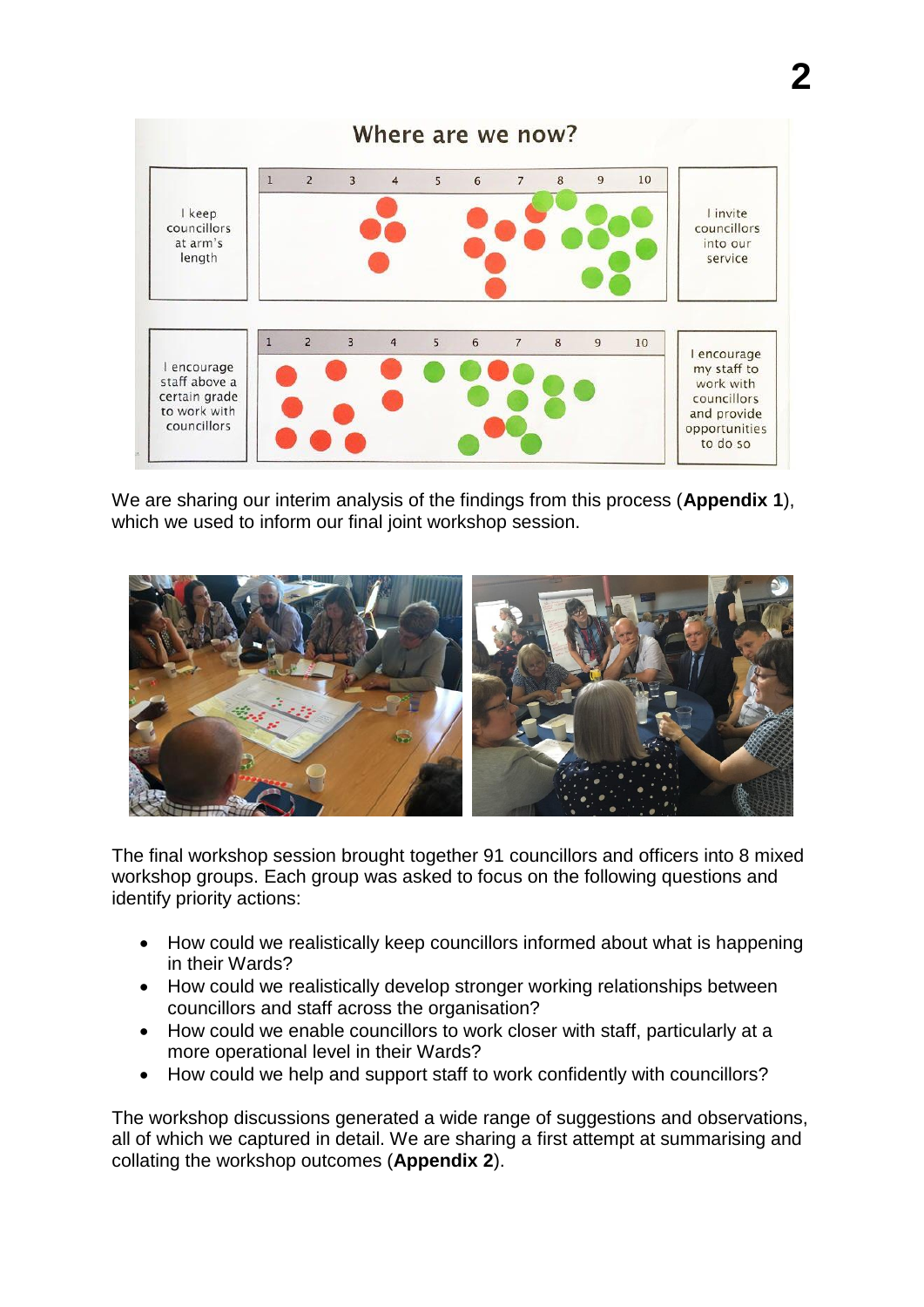### Where are we now?

| | 1 – 10 | |
|---|---|---|
| I keep councillors at arm's length | 1 2 3 4 5 6 7 8 9 10 | I invite councillors into our service |
| I encourage staff above a certain grade to work with councillors | 1 2 3 4 5 6 7 8 9 10 | I encourage my staff to work with councillors and provide opportunities to do so |

We are sharing our interim analysis of the findings from this process (**Appendix 1**), which we used to inform our final joint workshop session.

The final workshop session brought together 91 councillors and officers into 8 mixed workshop groups. Each group was asked to focus on the following questions and identify priority actions:

- How could we realistically keep councillors informed about what is happening in their Wards?
- How could we realistically develop stronger working relationships between councillors and staff across the organisation?
- How could we enable councillors to work closer with staff, particularly at a more operational level in their Wards?
- How could we help and support staff to work confidently with councillors?

The workshop discussions generated a wide range of suggestions and observations, all of which we captured in detail. We are sharing a first attempt at summarising and collating the workshop outcomes (**Appendix 2**).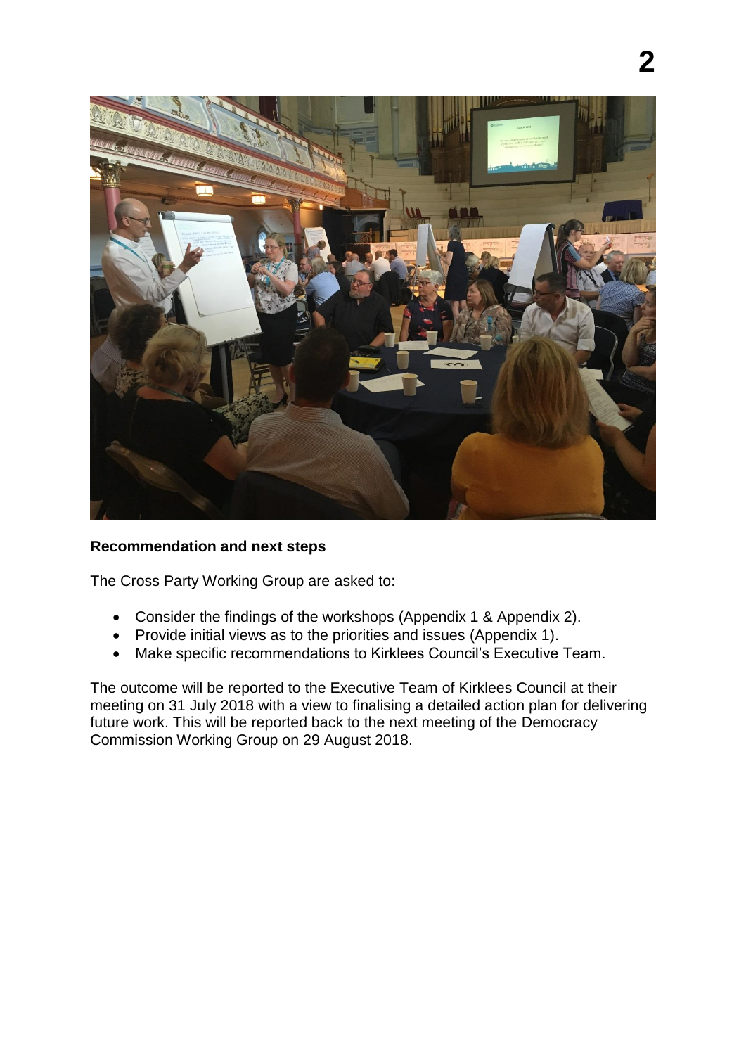**Recommendation and next steps**

The Cross Party Working Group are asked to:

- Consider the findings of the workshops (Appendix 1 & Appendix 2).
- Provide initial views as to the priorities and issues (Appendix 1).
- Make specific recommendations to Kirklees Council's Executive Team.

The outcome will be reported to the Executive Team of Kirklees Council at their meeting on 31 July 2018 with a view to finalising a detailed action plan for delivering future work. This will be reported back to the next meeting of the Democracy Commission Working Group on 29 August 2018.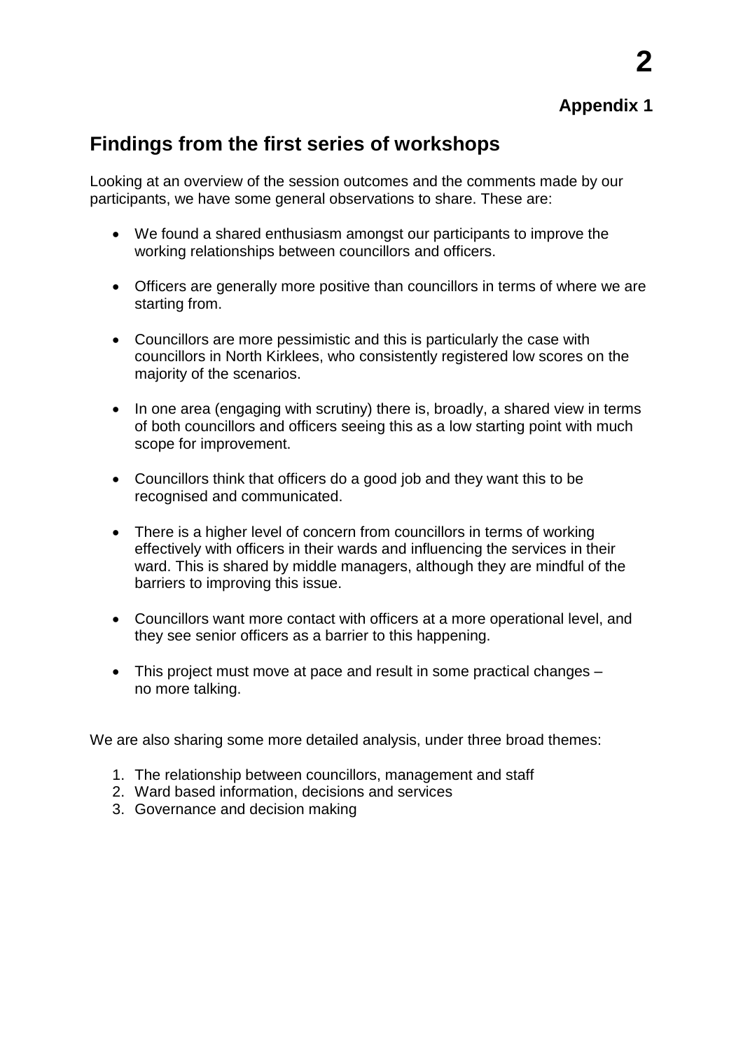**Appendix 1**

## Findings from the first series of workshops

Looking at an overview of the session outcomes and the comments made by our participants, we have some general observations to share. These are:

- We found a shared enthusiasm amongst our participants to improve the working relationships between councillors and officers.
- Officers are generally more positive than councillors in terms of where we are starting from.
- Councillors are more pessimistic and this is particularly the case with councillors in North Kirklees, who consistently registered low scores on the majority of the scenarios.
- In one area (engaging with scrutiny) there is, broadly, a shared view in terms of both councillors and officers seeing this as a low starting point with much scope for improvement.
- Councillors think that officers do a good job and they want this to be recognised and communicated.
- There is a higher level of concern from councillors in terms of working effectively with officers in their wards and influencing the services in their ward. This is shared by middle managers, although they are mindful of the barriers to improving this issue.
- Councillors want more contact with officers at a more operational level, and they see senior officers as a barrier to this happening.
- This project must move at pace and result in some practical changes – no more talking.

We are also sharing some more detailed analysis, under three broad themes:

1. The relationship between councillors, management and staff
2. Ward based information, decisions and services
3. Governance and decision making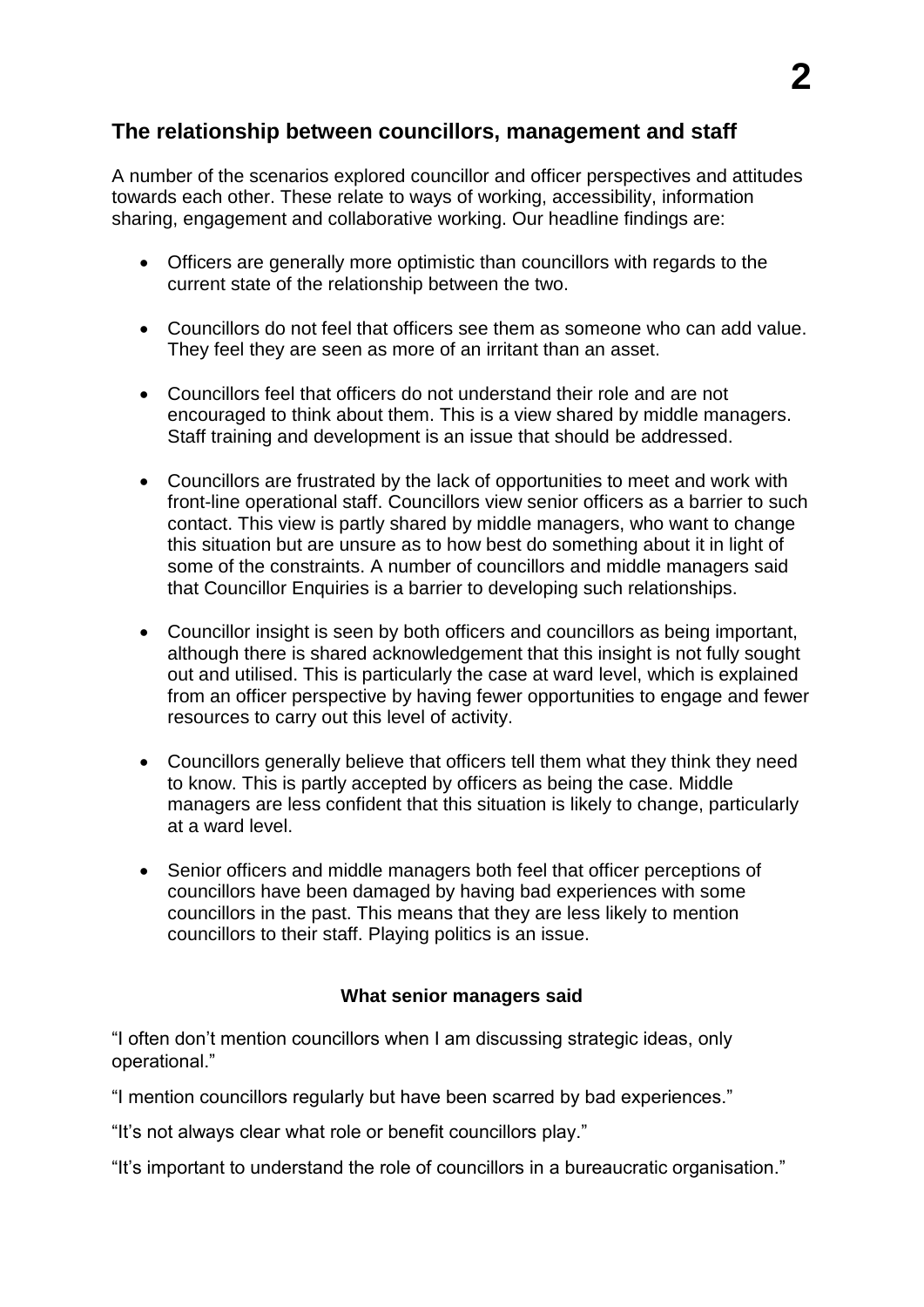## The relationship between councillors, management and staff

A number of the scenarios explored councillor and officer perspectives and attitudes towards each other. These relate to ways of working, accessibility, information sharing, engagement and collaborative working. Our headline findings are:

- Officers are generally more optimistic than councillors with regards to the current state of the relationship between the two.
- Councillors do not feel that officers see them as someone who can add value. They feel they are seen as more of an irritant than an asset.
- Councillors feel that officers do not understand their role and are not encouraged to think about them. This is a view shared by middle managers. Staff training and development is an issue that should be addressed.
- Councillors are frustrated by the lack of opportunities to meet and work with front-line operational staff. Councillors view senior officers as a barrier to such contact. This view is partly shared by middle managers, who want to change this situation but are unsure as to how best do something about it in light of some of the constraints. A number of councillors and middle managers said that Councillor Enquiries is a barrier to developing such relationships.
- Councillor insight is seen by both officers and councillors as being important, although there is shared acknowledgement that this insight is not fully sought out and utilised. This is particularly the case at ward level, which is explained from an officer perspective by having fewer opportunities to engage and fewer resources to carry out this level of activity.
- Councillors generally believe that officers tell them what they think they need to know. This is partly accepted by officers as being the case. Middle managers are less confident that this situation is likely to change, particularly at a ward level.
- Senior officers and middle managers both feel that officer perceptions of councillors have been damaged by having bad experiences with some councillors in the past. This means that they are less likely to mention councillors to their staff. Playing politics is an issue.

**What senior managers said**

"I often don't mention councillors when I am discussing strategic ideas, only operational."

"I mention councillors regularly but have been scarred by bad experiences."

"It's not always clear what role or benefit councillors play."

"It's important to understand the role of councillors in a bureaucratic organisation."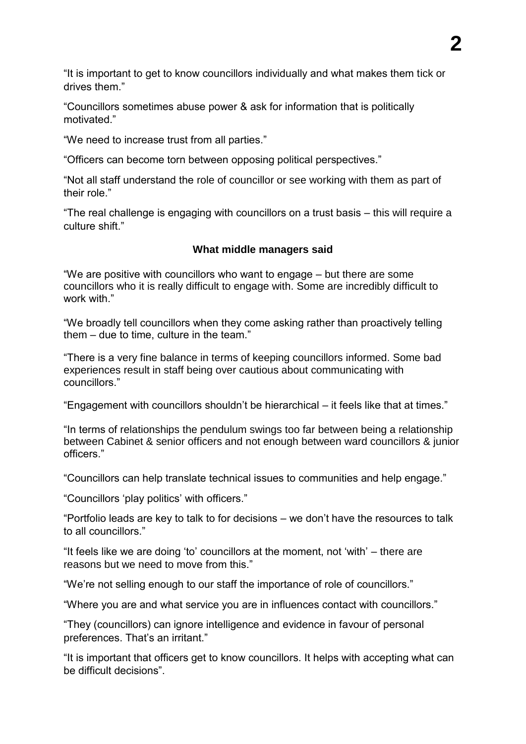"It is important to get to know councillors individually and what makes them tick or drives them."

"Councillors sometimes abuse power & ask for information that is politically motivated."

"We need to increase trust from all parties."

"Officers can become torn between opposing political perspectives."

"Not all staff understand the role of councillor or see working with them as part of their role."

"The real challenge is engaging with councillors on a trust basis – this will require a culture shift."

**What middle managers said**

"We are positive with councillors who want to engage – but there are some councillors who it is really difficult to engage with. Some are incredibly difficult to work with."

"We broadly tell councillors when they come asking rather than proactively telling them – due to time, culture in the team."

"There is a very fine balance in terms of keeping councillors informed. Some bad experiences result in staff being over cautious about communicating with councillors."

"Engagement with councillors shouldn't be hierarchical – it feels like that at times."

"In terms of relationships the pendulum swings too far between being a relationship between Cabinet & senior officers and not enough between ward councillors & junior officers."

"Councillors can help translate technical issues to communities and help engage."

"Councillors 'play politics' with officers."

"Portfolio leads are key to talk to for decisions – we don't have the resources to talk to all councillors."

"It feels like we are doing 'to' councillors at the moment, not 'with' – there are reasons but we need to move from this."

"We're not selling enough to our staff the importance of role of councillors."

"Where you are and what service you are in influences contact with councillors."

"They (councillors) can ignore intelligence and evidence in favour of personal preferences. That's an irritant."

"It is important that officers get to know councillors. It helps with accepting what can be difficult decisions".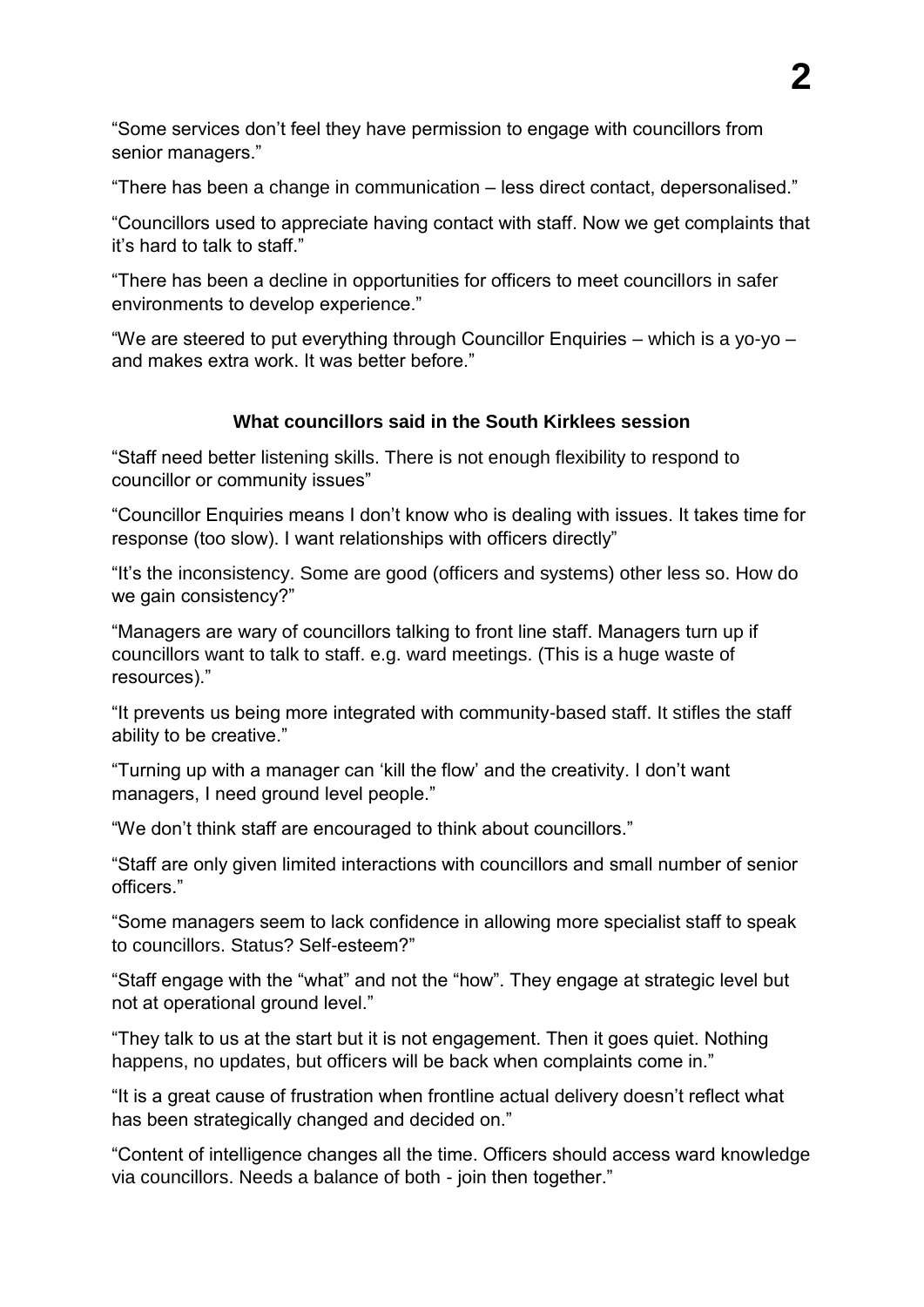"Some services don't feel they have permission to engage with councillors from senior managers."

"There has been a change in communication – less direct contact, depersonalised."

"Councillors used to appreciate having contact with staff. Now we get complaints that it's hard to talk to staff."

"There has been a decline in opportunities for officers to meet councillors in safer environments to develop experience."

"We are steered to put everything through Councillor Enquiries – which is a yo-yo – and makes extra work. It was better before."

#### What councillors said in the South Kirklees session

"Staff need better listening skills. There is not enough flexibility to respond to councillor or community issues"

"Councillor Enquiries means I don't know who is dealing with issues. It takes time for response (too slow). I want relationships with officers directly"

"It's the inconsistency. Some are good (officers and systems) other less so. How do we gain consistency?"

"Managers are wary of councillors talking to front line staff. Managers turn up if councillors want to talk to staff. e.g. ward meetings. (This is a huge waste of resources)."

"It prevents us being more integrated with community-based staff. It stifles the staff ability to be creative."

"Turning up with a manager can 'kill the flow' and the creativity. I don't want managers, I need ground level people."

"We don't think staff are encouraged to think about councillors."

"Staff are only given limited interactions with councillors and small number of senior officers."

"Some managers seem to lack confidence in allowing more specialist staff to speak to councillors. Status? Self-esteem?"

"Staff engage with the "what" and not the "how". They engage at strategic level but not at operational ground level."

"They talk to us at the start but it is not engagement. Then it goes quiet. Nothing happens, no updates, but officers will be back when complaints come in."

"It is a great cause of frustration when frontline actual delivery doesn't reflect what has been strategically changed and decided on."

"Content of intelligence changes all the time. Officers should access ward knowledge via councillors. Needs a balance of both - join then together."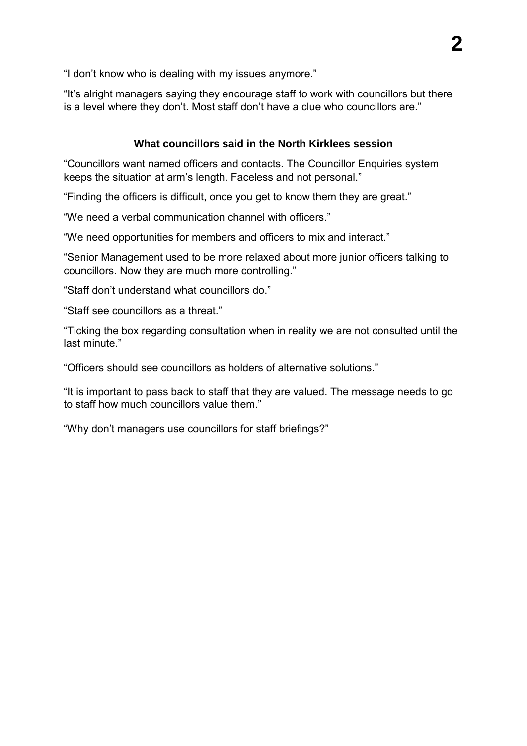"I don't know who is dealing with my issues anymore."

"It's alright managers saying they encourage staff to work with councillors but there is a level where they don't. Most staff don't have a clue who councillors are."

### What councillors said in the North Kirklees session

"Councillors want named officers and contacts. The Councillor Enquiries system keeps the situation at arm's length. Faceless and not personal."

"Finding the officers is difficult, once you get to know them they are great."

"We need a verbal communication channel with officers."

"We need opportunities for members and officers to mix and interact."

"Senior Management used to be more relaxed about more junior officers talking to councillors. Now they are much more controlling."

"Staff don't understand what councillors do."

"Staff see councillors as a threat."

"Ticking the box regarding consultation when in reality we are not consulted until the last minute."

"Officers should see councillors as holders of alternative solutions."

"It is important to pass back to staff that they are valued. The message needs to go to staff how much councillors value them."

"Why don't managers use councillors for staff briefings?"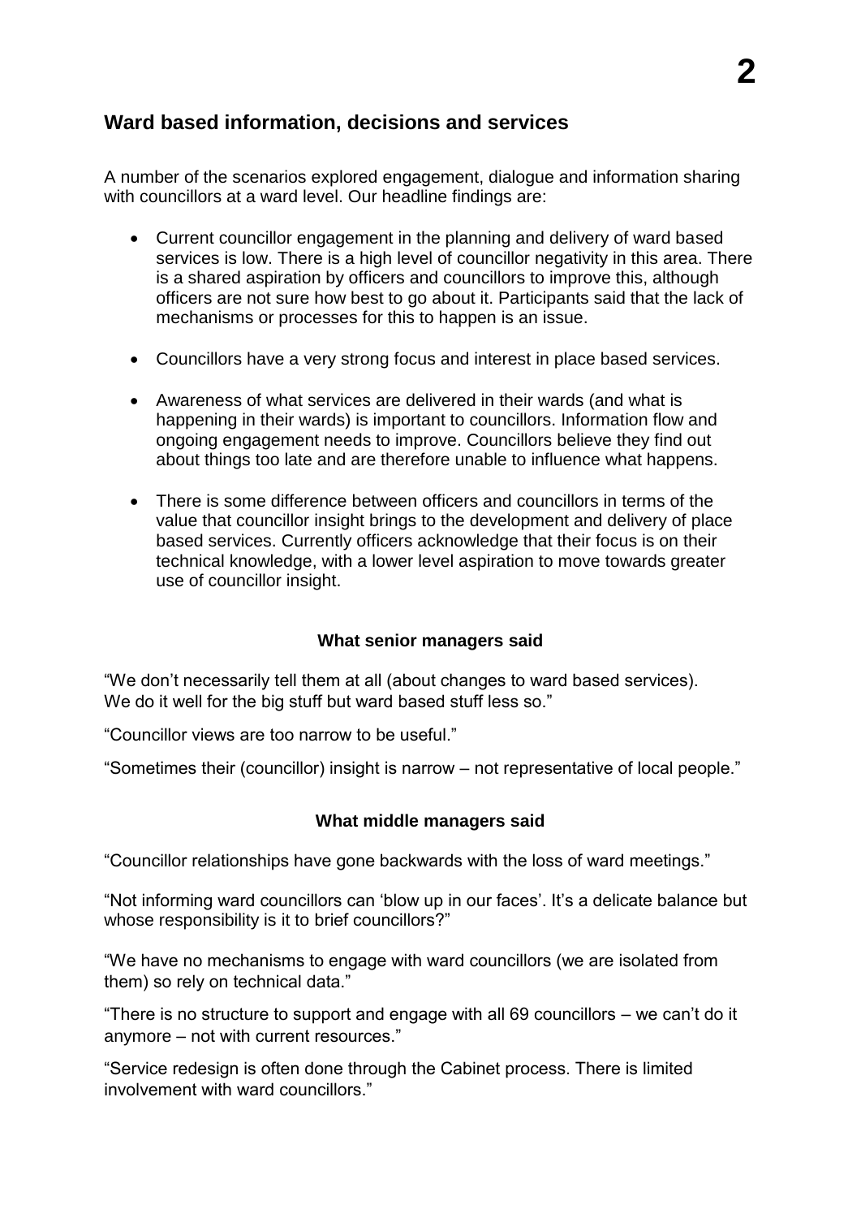## Ward based information, decisions and services

A number of the scenarios explored engagement, dialogue and information sharing with councillors at a ward level. Our headline findings are:

- Current councillor engagement in the planning and delivery of ward based services is low. There is a high level of councillor negativity in this area. There is a shared aspiration by officers and councillors to improve this, although officers are not sure how best to go about it. Participants said that the lack of mechanisms or processes for this to happen is an issue.
- Councillors have a very strong focus and interest in place based services.
- Awareness of what services are delivered in their wards (and what is happening in their wards) is important to councillors. Information flow and ongoing engagement needs to improve. Councillors believe they find out about things too late and are therefore unable to influence what happens.
- There is some difference between officers and councillors in terms of the value that councillor insight brings to the development and delivery of place based services. Currently officers acknowledge that their focus is on their technical knowledge, with a lower level aspiration to move towards greater use of councillor insight.

**What senior managers said**

"We don't necessarily tell them at all (about changes to ward based services). We do it well for the big stuff but ward based stuff less so."

"Councillor views are too narrow to be useful."

"Sometimes their (councillor) insight is narrow – not representative of local people."

**What middle managers said**

"Councillor relationships have gone backwards with the loss of ward meetings."

"Not informing ward councillors can 'blow up in our faces'. It's a delicate balance but whose responsibility is it to brief councillors?"

"We have no mechanisms to engage with ward councillors (we are isolated from them) so rely on technical data."

"There is no structure to support and engage with all 69 councillors – we can't do it anymore – not with current resources."

"Service redesign is often done through the Cabinet process. There is limited involvement with ward councillors."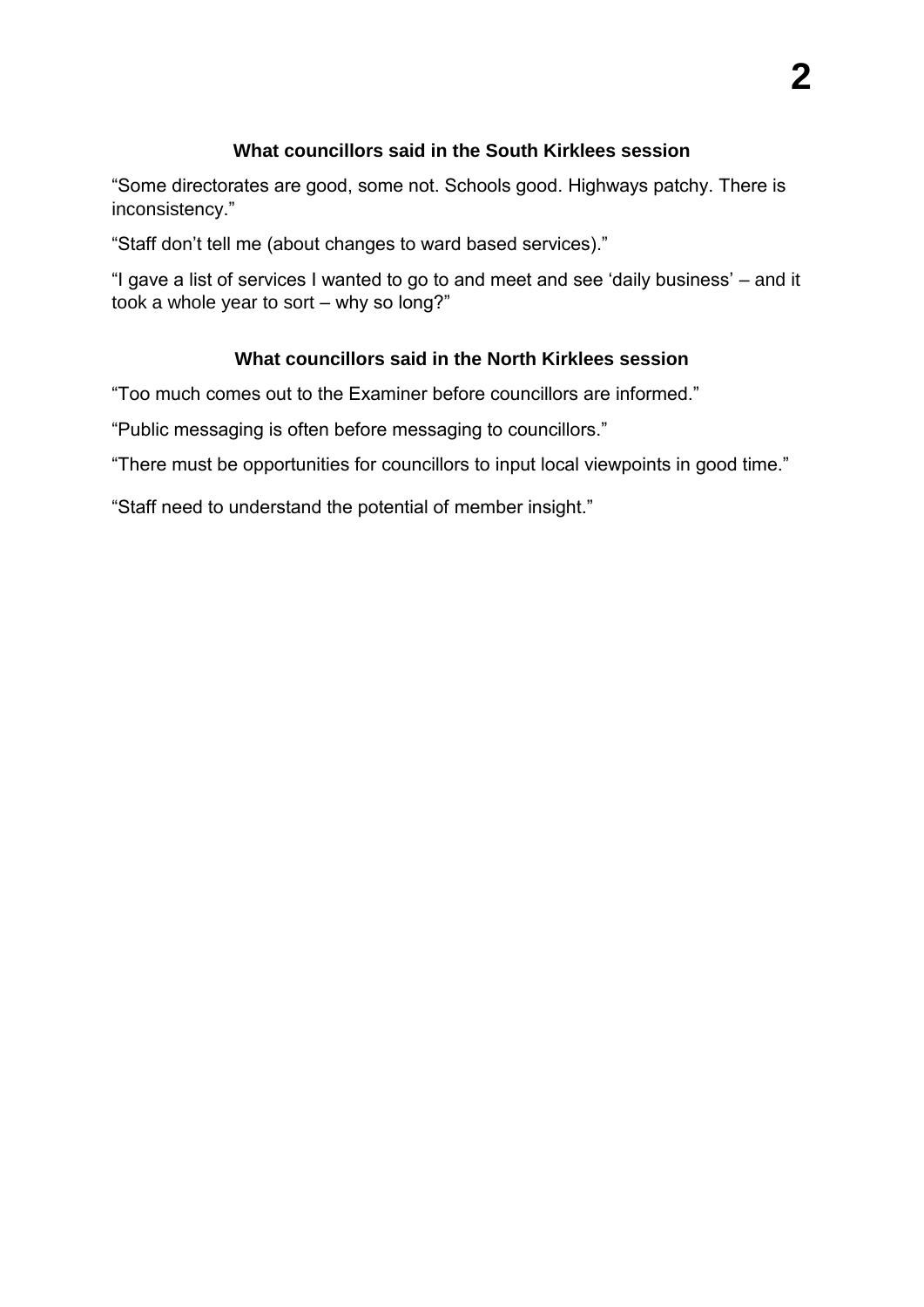### What councillors said in the South Kirklees session

"Some directorates are good, some not. Schools good. Highways patchy. There is inconsistency."

"Staff don't tell me (about changes to ward based services)."

"I gave a list of services I wanted to go to and meet and see 'daily business' – and it took a whole year to sort – why so long?"

### What councillors said in the North Kirklees session

"Too much comes out to the Examiner before councillors are informed."

"Public messaging is often before messaging to councillors."

"There must be opportunities for councillors to input local viewpoints in good time."

"Staff need to understand the potential of member insight."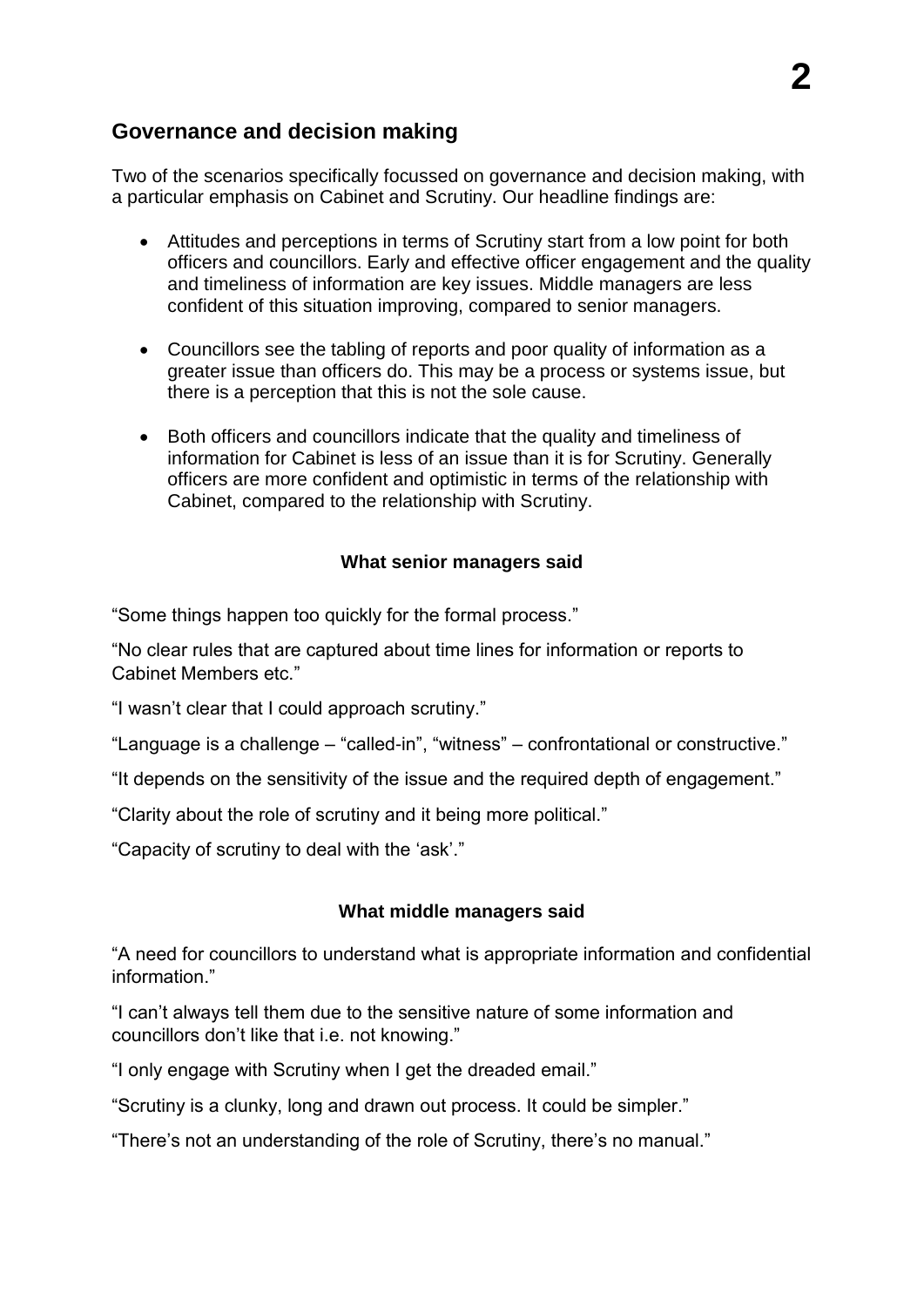## Governance and decision making

Two of the scenarios specifically focussed on governance and decision making, with a particular emphasis on Cabinet and Scrutiny. Our headline findings are:

- Attitudes and perceptions in terms of Scrutiny start from a low point for both officers and councillors. Early and effective officer engagement and the quality and timeliness of information are key issues. Middle managers are less confident of this situation improving, compared to senior managers.

- Councillors see the tabling of reports and poor quality of information as a greater issue than officers do. This may be a process or systems issue, but there is a perception that this is not the sole cause.

- Both officers and councillors indicate that the quality and timeliness of information for Cabinet is less of an issue than it is for Scrutiny. Generally officers are more confident and optimistic in terms of the relationship with Cabinet, compared to the relationship with Scrutiny.

**What senior managers said**

"Some things happen too quickly for the formal process."

"No clear rules that are captured about time lines for information or reports to Cabinet Members etc."

"I wasn't clear that I could approach scrutiny."

"Language is a challenge – "called-in", "witness" – confrontational or constructive."

"It depends on the sensitivity of the issue and the required depth of engagement."

"Clarity about the role of scrutiny and it being more political."

"Capacity of scrutiny to deal with the 'ask'."

**What middle managers said**

"A need for councillors to understand what is appropriate information and confidential information."

"I can't always tell them due to the sensitive nature of some information and councillors don't like that i.e. not knowing."

"I only engage with Scrutiny when I get the dreaded email."

"Scrutiny is a clunky, long and drawn out process. It could be simpler."

"There's not an understanding of the role of Scrutiny, there's no manual."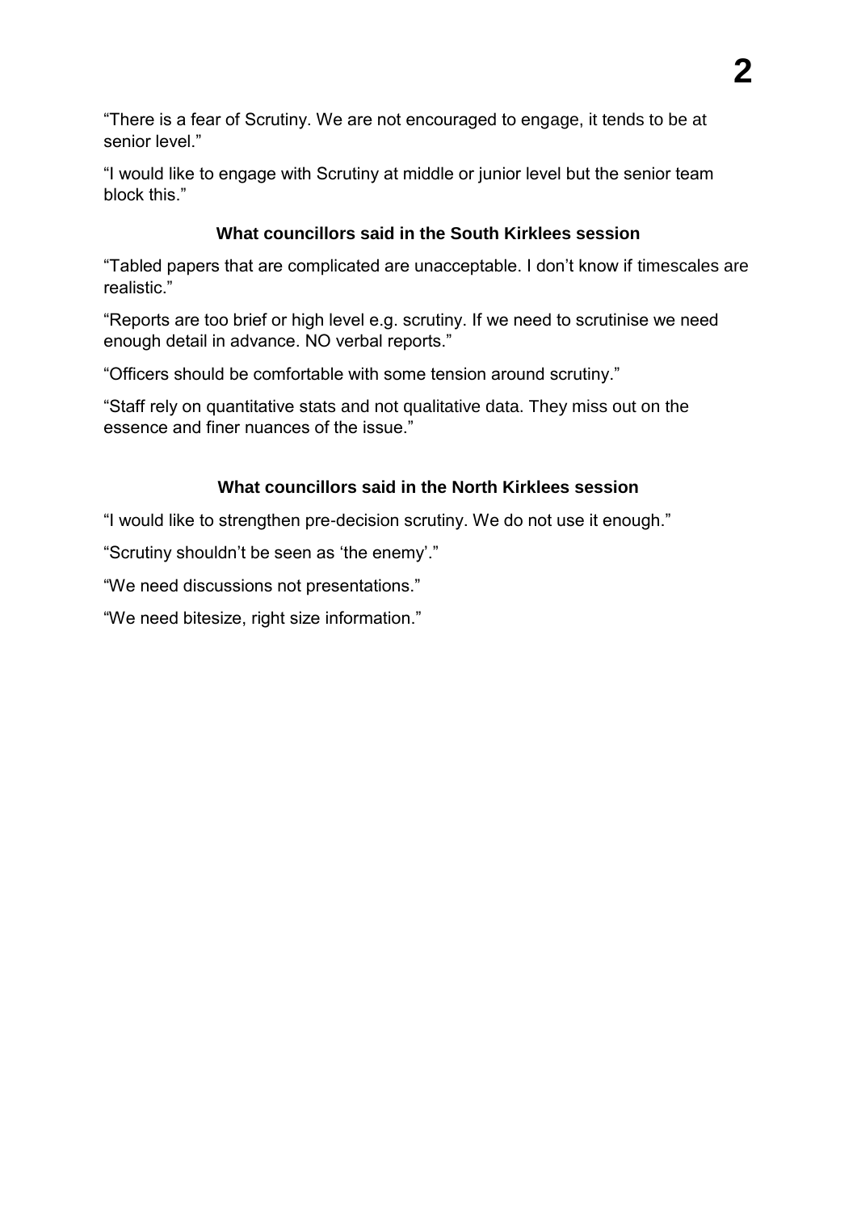"There is a fear of Scrutiny. We are not encouraged to engage, it tends to be at senior level."

"I would like to engage with Scrutiny at middle or junior level but the senior team block this."

### What councillors said in the South Kirklees session

"Tabled papers that are complicated are unacceptable. I don't know if timescales are realistic."

"Reports are too brief or high level e.g. scrutiny. If we need to scrutinise we need enough detail in advance. NO verbal reports."

"Officers should be comfortable with some tension around scrutiny."

"Staff rely on quantitative stats and not qualitative data. They miss out on the essence and finer nuances of the issue."

### What councillors said in the North Kirklees session

"I would like to strengthen pre-decision scrutiny. We do not use it enough."

"Scrutiny shouldn't be seen as 'the enemy'."

"We need discussions not presentations."

"We need bitesize, right size information."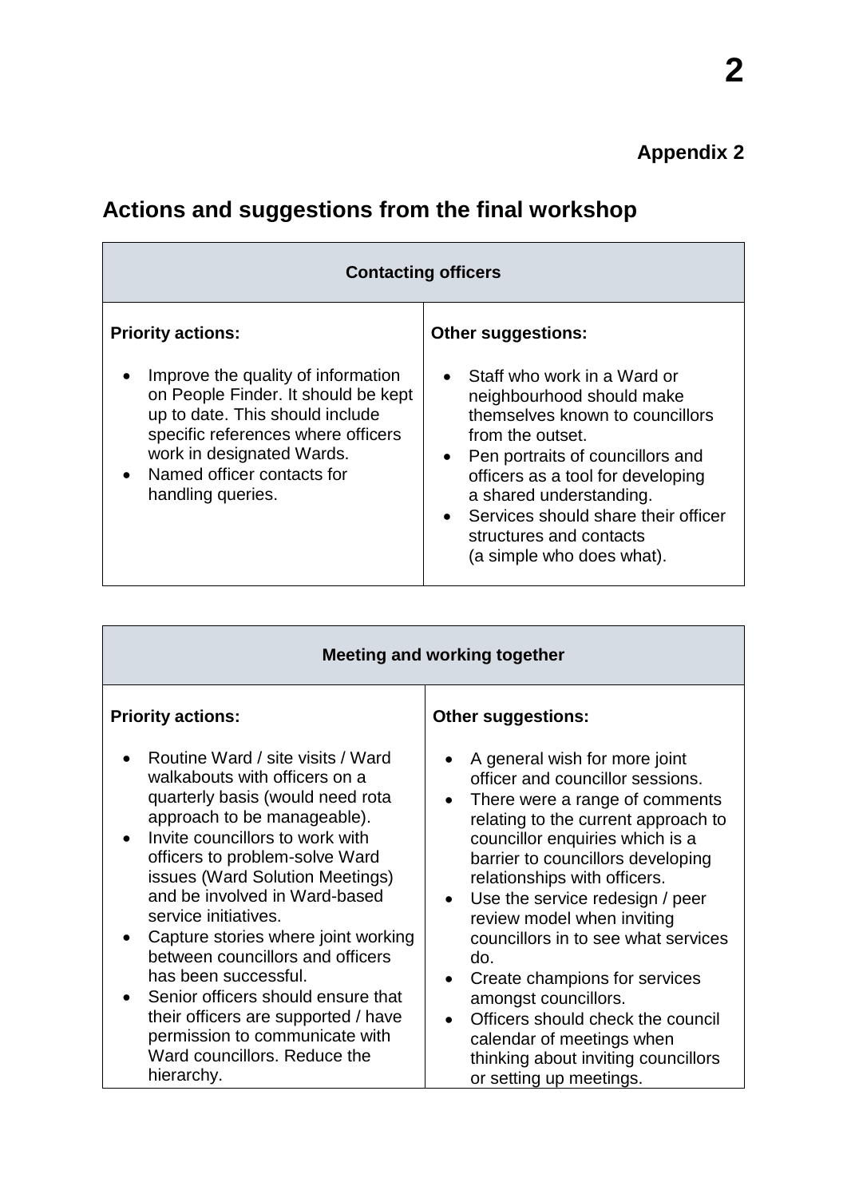**Appendix 2**

## Actions and suggestions from the final workshop

| Contacting officers | |
|---|---|
| **Priority actions:**<br><br>• Improve the quality of information on People Finder. It should be kept up to date. This should include specific references where officers work in designated Wards.<br>• Named officer contacts for handling queries. | **Other suggestions:**<br><br>• Staff who work in a Ward or neighbourhood should make themselves known to councillors from the outset.<br>• Pen portraits of councillors and officers as a tool for developing a shared understanding.<br>• Services should share their officer structures and contacts (a simple who does what). |

| Meeting and working together | |
|---|---|
| **Priority actions:**<br><br>• Routine Ward / site visits / Ward walkabouts with officers on a quarterly basis (would need rota approach to be manageable).<br>• Invite councillors to work with officers to problem-solve Ward issues (Ward Solution Meetings) and be involved in Ward-based service initiatives.<br>• Capture stories where joint working between councillors and officers has been successful.<br>• Senior officers should ensure that their officers are supported / have permission to communicate with Ward councillors. Reduce the hierarchy. | **Other suggestions:**<br><br>• A general wish for more joint officer and councillor sessions.<br>• There were a range of comments relating to the current approach to councillor enquiries which is a barrier to councillors developing relationships with officers.<br>• Use the service redesign / peer review model when inviting councillors in to see what services do.<br>• Create champions for services amongst councillors.<br>• Officers should check the council calendar of meetings when thinking about inviting councillors or setting up meetings. |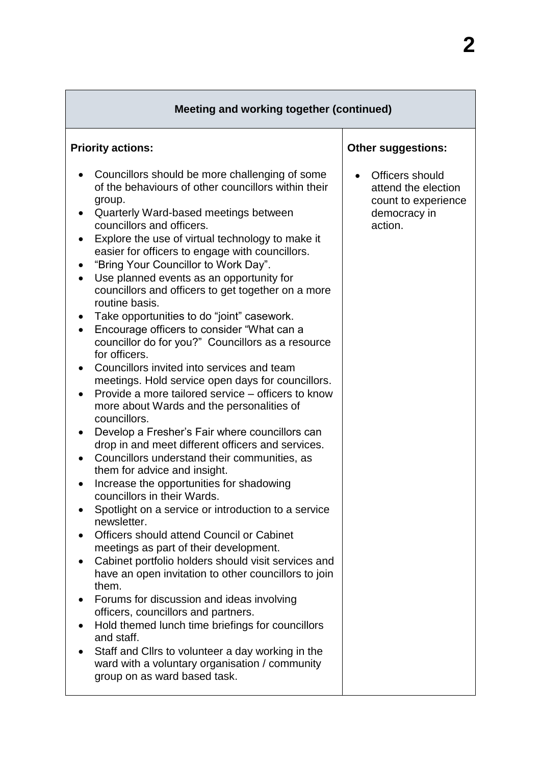| Meeting and working together (continued) | |
|---|---|
| **Priority actions:**<br><br>• Councillors should be more challenging of some of the behaviours of other councillors within their group.<br>• Quarterly Ward-based meetings between councillors and officers.<br>• Explore the use of virtual technology to make it easier for officers to engage with councillors.<br>• "Bring Your Councillor to Work Day".<br>• Use planned events as an opportunity for councillors and officers to get together on a more routine basis.<br>• Take opportunities to do "joint" casework.<br>• Encourage officers to consider "What can a councillor do for you?" Councillors as a resource for officers.<br>• Councillors invited into services and team meetings. Hold service open days for councillors.<br>• Provide a more tailored service – officers to know more about Wards and the personalities of councillors.<br>• Develop a Fresher's Fair where councillors can drop in and meet different officers and services.<br>• Councillors understand their communities, as them for advice and insight.<br>• Increase the opportunities for shadowing councillors in their Wards.<br>• Spotlight on a service or introduction to a service newsletter.<br>• Officers should attend Council or Cabinet meetings as part of their development.<br>• Cabinet portfolio holders should visit services and have an open invitation to other councillors to join them.<br>• Forums for discussion and ideas involving officers, councillors and partners.<br>• Hold themed lunch time briefings for councillors and staff.<br>• Staff and Cllrs to volunteer a day working in the ward with a voluntary organisation / community group on as ward based task. | **Other suggestions:**<br><br>• Officers should attend the election count to experience democracy in action. |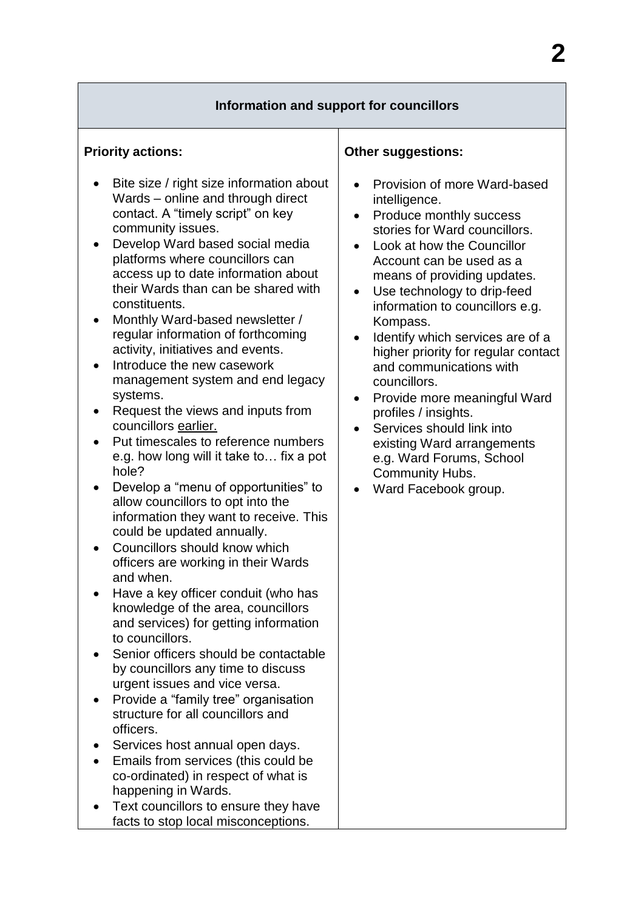| Information and support for councillors | |
|---|---|
| **Priority actions:**<br><br>• Bite size / right size information about Wards – online and through direct contact. A "timely script" on key community issues.<br>• Develop Ward based social media platforms where councillors can access up to date information about their Wards than can be shared with constituents.<br>• Monthly Ward-based newsletter / regular information of forthcoming activity, initiatives and events.<br>• Introduce the new casework management system and end legacy systems.<br>• Request the views and inputs from councillors <u>earlier.</u><br>• Put timescales to reference numbers e.g. how long will it take to… fix a pot hole?<br>• Develop a "menu of opportunities" to allow councillors to opt into the information they want to receive. This could be updated annually.<br>• Councillors should know which officers are working in their Wards and when.<br>• Have a key officer conduit (who has knowledge of the area, councillors and services) for getting information to councillors.<br>• Senior officers should be contactable by councillors any time to discuss urgent issues and vice versa.<br>• Provide a "family tree" organisation structure for all councillors and officers.<br>• Services host annual open days.<br>• Emails from services (this could be co-ordinated) in respect of what is happening in Wards.<br>• Text councillors to ensure they have facts to stop local misconceptions. | **Other suggestions:**<br><br>• Provision of more Ward-based intelligence.<br>• Produce monthly success stories for Ward councillors.<br>• Look at how the Councillor Account can be used as a means of providing updates.<br>• Use technology to drip-feed information to councillors e.g. Kompass.<br>• Identify which services are of a higher priority for regular contact and communications with councillors.<br>• Provide more meaningful Ward profiles / insights.<br>• Services should link into existing Ward arrangements e.g. Ward Forums, School Community Hubs.<br>• Ward Facebook group. |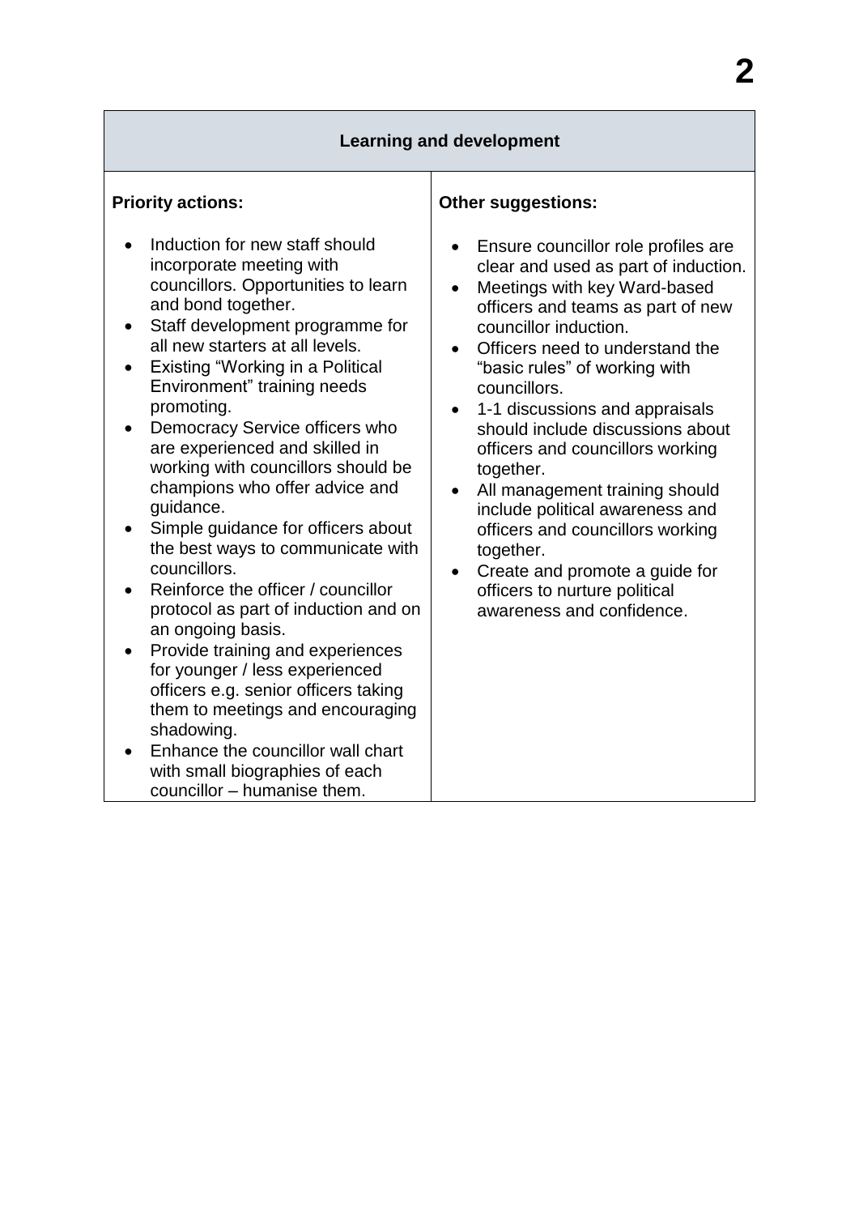| Learning and development | |
|---|---|
| **Priority actions:**<br><br>• Induction for new staff should incorporate meeting with councillors. Opportunities to learn and bond together.<br>• Staff development programme for all new starters at all levels.<br>• Existing "Working in a Political Environment" training needs promoting.<br>• Democracy Service officers who are experienced and skilled in working with councillors should be champions who offer advice and guidance.<br>• Simple guidance for officers about the best ways to communicate with councillors.<br>• Reinforce the officer / councillor protocol as part of induction and on an ongoing basis.<br>• Provide training and experiences for younger / less experienced officers e.g. senior officers taking them to meetings and encouraging shadowing.<br>• Enhance the councillor wall chart with small biographies of each councillor – humanise them. | **Other suggestions:**<br><br>• Ensure councillor role profiles are clear and used as part of induction.<br>• Meetings with key Ward-based officers and teams as part of new councillor induction.<br>• Officers need to understand the "basic rules" of working with councillors.<br>• 1-1 discussions and appraisals should include discussions about officers and councillors working together.<br>• All management training should include political awareness and officers and councillors working together.<br>• Create and promote a guide for officers to nurture political awareness and confidence. |